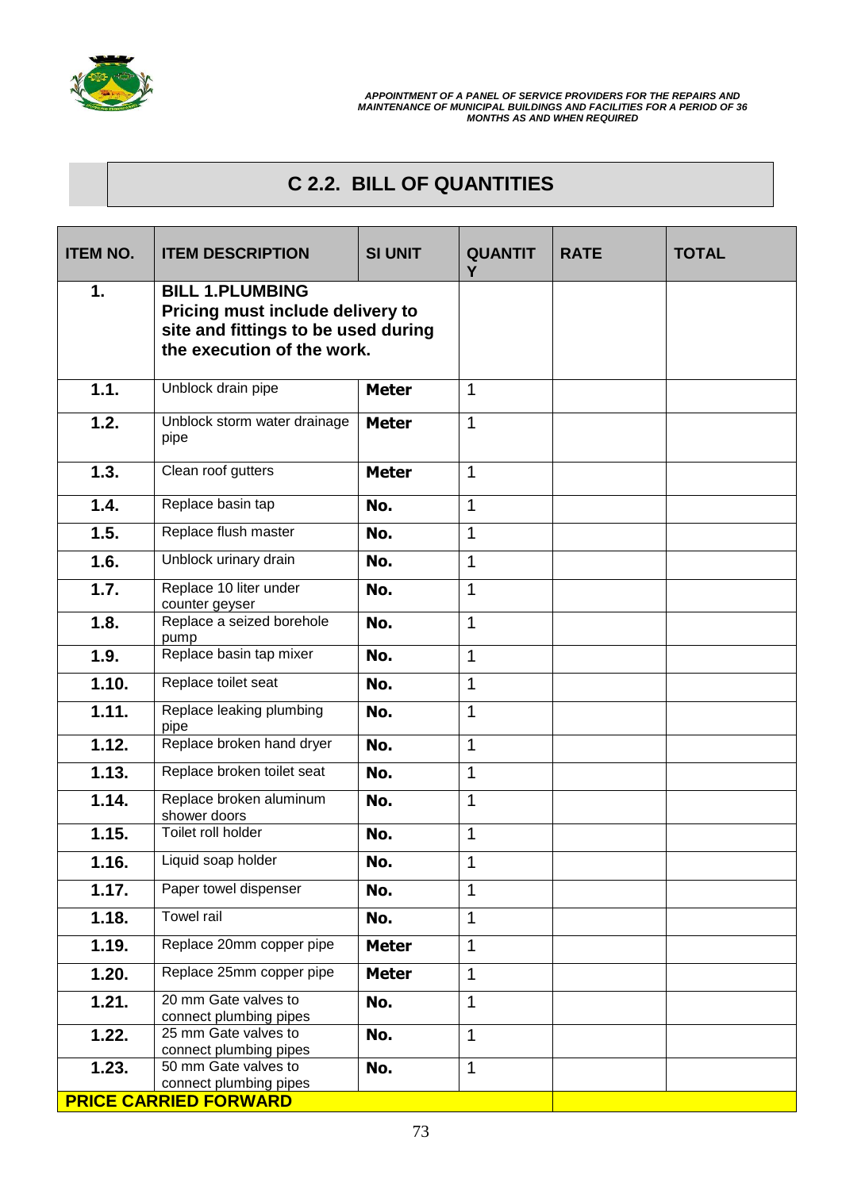## C 2.2. BILL OF QUANTITIES

| ITEM NO. | ITEM DESCRIPTION | SI UNIT | QUANTITY | RATE | TOTAL |
|---|---|---|---|---|---|
| **1.** | **BILL 1.PLUMBING Pricing must include delivery to site and fittings to be used during the execution of the work.** | | | | |
| **1.1.** | Unblock drain pipe | **Meter** | 1 | | |
| **1.2.** | Unblock storm water drainage pipe | **Meter** | 1 | | |
| **1.3.** | Clean roof gutters | **Meter** | 1 | | |
| **1.4.** | Replace basin tap | **No.** | 1 | | |
| **1.5.** | Replace flush master | **No.** | 1 | | |
| **1.6.** | Unblock urinary drain | **No.** | 1 | | |
| **1.7.** | Replace 10 liter under counter geyser | **No.** | 1 | | |
| **1.8.** | Replace a seized borehole pump | **No.** | 1 | | |
| **1.9.** | Replace basin tap mixer | **No.** | 1 | | |
| **1.10.** | Replace toilet seat | **No.** | 1 | | |
| **1.11.** | Replace leaking plumbing pipe | **No.** | 1 | | |
| **1.12.** | Replace broken hand dryer | **No.** | 1 | | |
| **1.13.** | Replace broken toilet seat | **No.** | 1 | | |
| **1.14.** | Replace broken aluminum shower doors | **No.** | 1 | | |
| **1.15.** | Toilet roll holder | **No.** | 1 | | |
| **1.16.** | Liquid soap holder | **No.** | 1 | | |
| **1.17.** | Paper towel dispenser | **No.** | 1 | | |
| **1.18.** | Towel rail | **No.** | 1 | | |
| **1.19.** | Replace 20mm copper pipe | **Meter** | 1 | | |
| **1.20.** | Replace 25mm copper pipe | **Meter** | 1 | | |
| **1.21.** | 20 mm Gate valves to connect plumbing pipes | **No.** | 1 | | |
| **1.22.** | 25 mm Gate valves to connect plumbing pipes | **No.** | 1 | | |
| **1.23.** | 50 mm Gate valves to connect plumbing pipes | **No.** | 1 | | |
| **PRICE CARRIED FORWARD** | | | | | |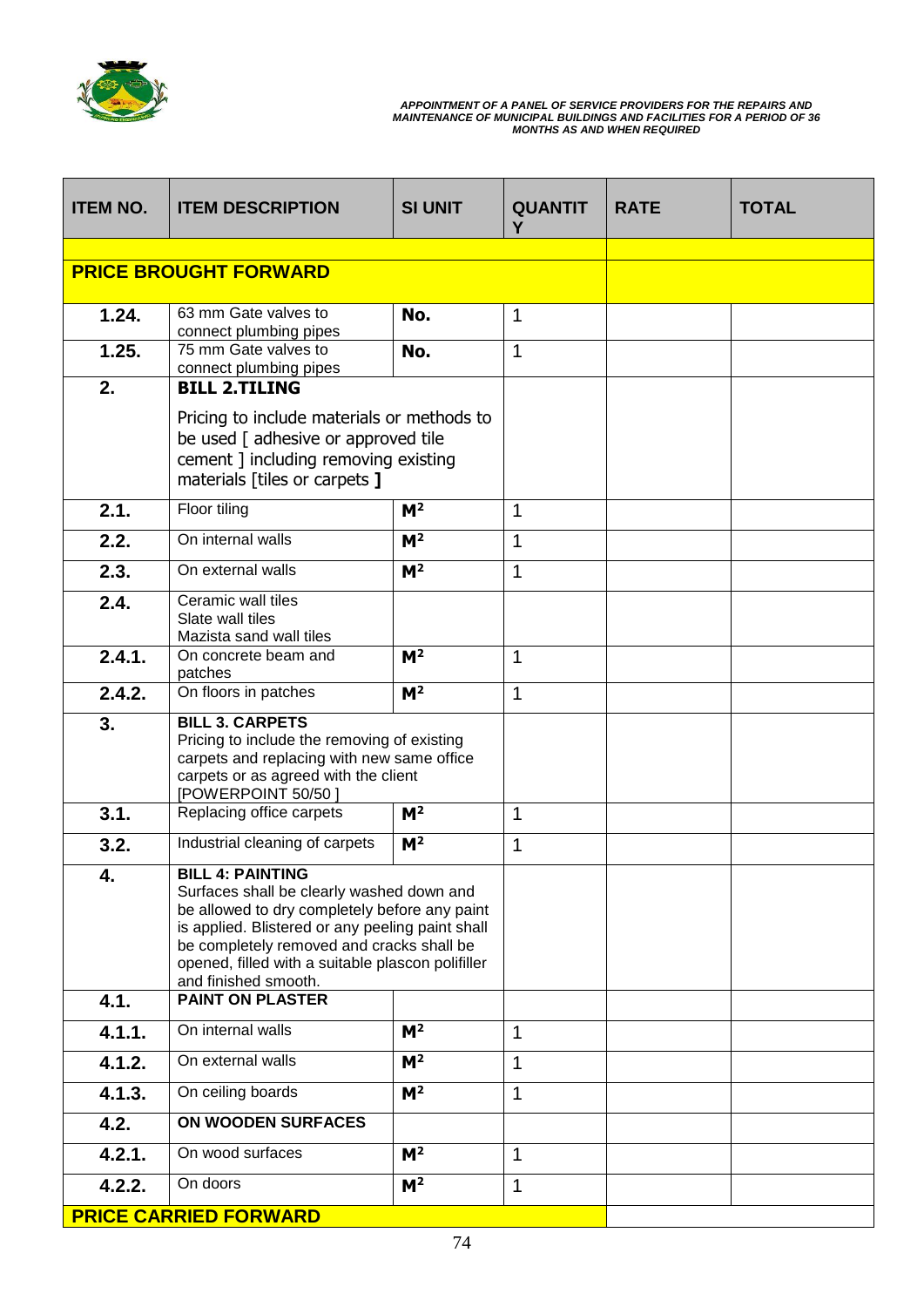*APPOINTMENT OF A PANEL OF SERVICE PROVIDERS FOR THE REPAIRS AND MAINTENANCE OF MUNICIPAL BUILDINGS AND FACILITIES FOR A PERIOD OF 36 MONTHS AS AND WHEN REQUIRED*

| ITEM NO. | ITEM DESCRIPTION | SI UNIT | QUANTITY | RATE | TOTAL |
|---|---|---|---|---|---|
| **PRICE BROUGHT FORWARD** | | | | | |
| 1.24. | 63 mm Gate valves to connect plumbing pipes | **No.** | 1 | | |
| 1.25. | 75 mm Gate valves to connect plumbing pipes | **No.** | 1 | | |
| 2. | **BILL 2.TILING**<br>Pricing to include materials or methods to be used [ adhesive or approved tile cement ] including removing existing materials [tiles or carpets **]** | | | | |
| 2.1. | Floor tiling | **$M^2$** | 1 | | |
| 2.2. | On internal walls | **$M^2$** | 1 | | |
| 2.3. | On external walls | **$M^2$** | 1 | | |
| 2.4. | Ceramic wall tiles<br>Slate wall tiles<br>Mazista sand wall tiles | | | | |
| 2.4.1. | On concrete beam and patches | **$M^2$** | 1 | | |
| 2.4.2. | On floors in patches | **$M^2$** | 1 | | |
| 3. | **BILL 3. CARPETS**<br>Pricing to include the removing of existing carpets and replacing with new same office carpets or as agreed with the client [POWERPOINT 50/50 ] | | | | |
| 3.1. | Replacing office carpets | **$M^2$** | 1 | | |
| 3.2. | Industrial cleaning of carpets | **$M^2$** | 1 | | |
| 4. | **BILL 4: PAINTING**<br>Surfaces shall be clearly washed down and be allowed to dry completely before any paint is applied. Blistered or any peeling paint shall be completely removed and cracks shall be opened, filled with a suitable plascon polifiller and finished smooth. | | | | |
| 4.1. | **PAINT ON PLASTER** | | | | |
| 4.1.1. | On internal walls | **$M^2$** | 1 | | |
| 4.1.2. | On external walls | **$M^2$** | 1 | | |
| 4.1.3. | On ceiling boards | **$M^2$** | 1 | | |
| 4.2. | **ON WOODEN SURFACES** | | | | |
| 4.2.1. | On wood surfaces | **$M^2$** | 1 | | |
| 4.2.2. | On doors | **$M^2$** | 1 | | |
| **PRICE CARRIED FORWARD** | | | | | |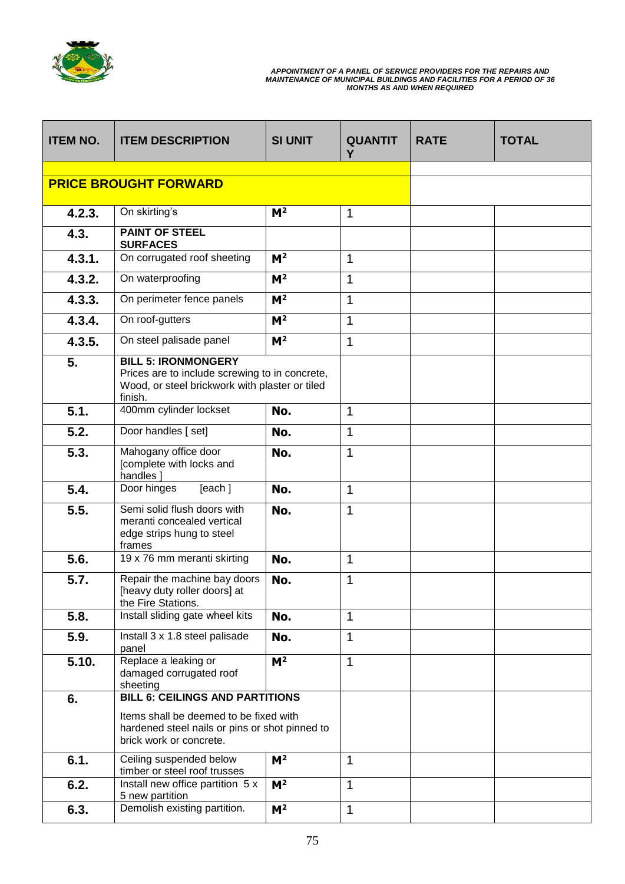| ITEM NO. | ITEM DESCRIPTION | SI UNIT | QUANTITY | RATE | TOTAL |
|---|---|---|---|---|---|
| **PRICE BROUGHT FORWARD** | | | | | |
| 4.2.3. | On skirting's | $M^2$ | 1 | | |
| 4.3. | **PAINT OF STEEL SURFACES** | | | | |
| 4.3.1. | On corrugated roof sheeting | $M^2$ | 1 | | |
| 4.3.2. | On waterproofing | $M^2$ | 1 | | |
| 4.3.3. | On perimeter fence panels | $M^2$ | 1 | | |
| 4.3.4. | On roof-gutters | $M^2$ | 1 | | |
| 4.3.5. | On steel palisade panel | $M^2$ | 1 | | |
| 5. | **BILL 5: IRONMONGERY** Prices are to include screwing to in concrete, Wood, or steel brickwork with plaster or tiled finish. | | | | |
| 5.1. | 400mm cylinder lockset | No. | 1 | | |
| 5.2. | Door handles [ set] | No. | 1 | | |
| 5.3. | Mahogany office door [complete with locks and handles ] | No. | 1 | | |
| 5.4. | Door hinges [each ] | No. | 1 | | |
| 5.5. | Semi solid flush doors with meranti concealed vertical edge strips hung to steel frames | No. | 1 | | |
| 5.6. | 19 x 76 mm meranti skirting | No. | 1 | | |
| 5.7. | Repair the machine bay doors [heavy duty roller doors] at the Fire Stations. | No. | 1 | | |
| 5.8. | Install sliding gate wheel kits | No. | 1 | | |
| 5.9. | Install 3 x 1.8 steel palisade panel | No. | 1 | | |
| 5.10. | Replace a leaking or damaged corrugated roof sheeting | $M^2$ | 1 | | |
| 6. | **BILL 6: CEILINGS AND PARTITIONS** Items shall be deemed to be fixed with hardened steel nails or pins or shot pinned to brick work or concrete. | | | | |
| 6.1. | Ceiling suspended below timber or steel roof trusses | $M^2$ | 1 | | |
| 6.2. | Install new office partition 5 x 5 new partition | $M^2$ | 1 | | |
| 6.3. | Demolish existing partition. | $M^2$ | 1 | | |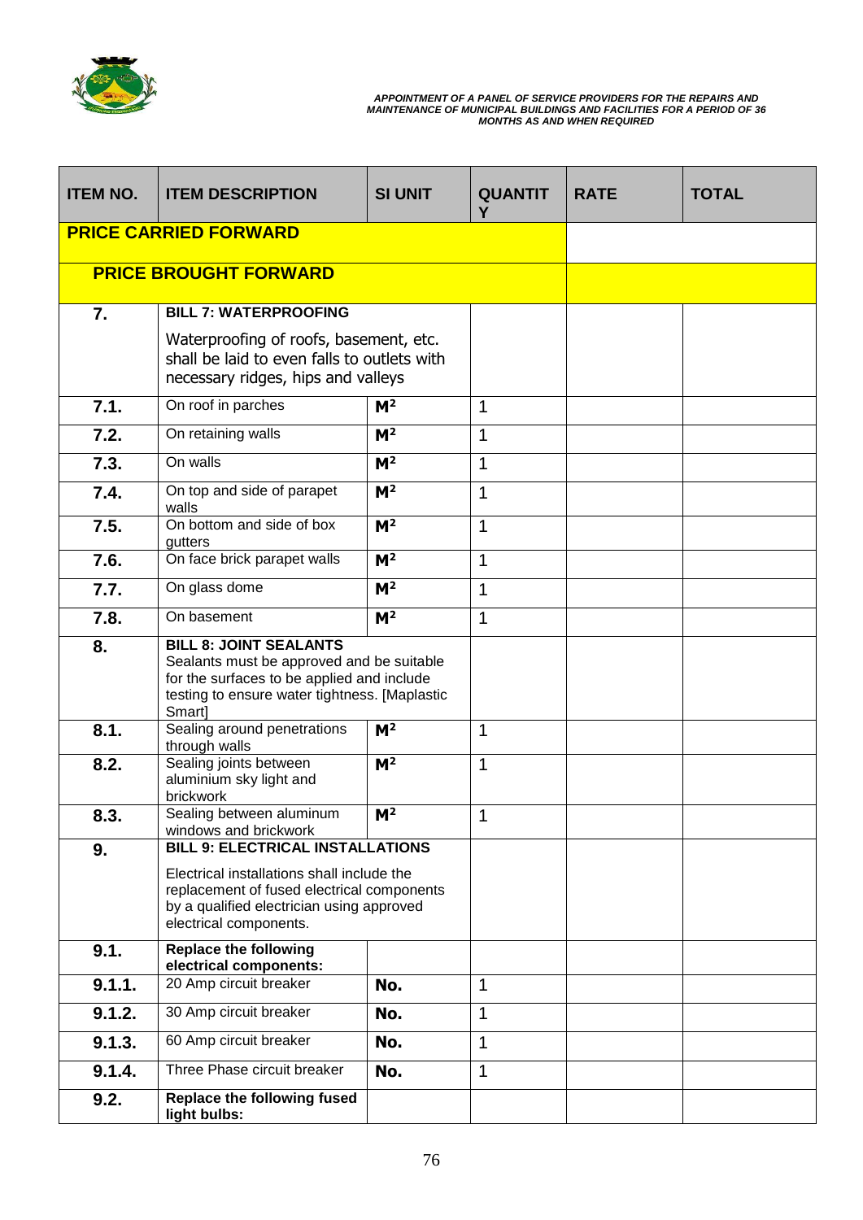| ITEM NO. | ITEM DESCRIPTION | SI UNIT | QUANTITY | RATE | TOTAL |
|---|---|---|---|---|---|
| **PRICE CARRIED FORWARD** | | | | | |
| **PRICE BROUGHT FORWARD** | | | | | |
| **7.** | **BILL 7: WATERPROOFING**<br>Waterproofing of roofs, basement, etc. shall be laid to even falls to outlets with necessary ridges, hips and valleys | | | | |
| **7.1.** | On roof in parches | $M^2$ | 1 | | |
| **7.2.** | On retaining walls | $M^2$ | 1 | | |
| **7.3.** | On walls | $M^2$ | 1 | | |
| **7.4.** | On top and side of parapet walls | $M^2$ | 1 | | |
| **7.5.** | On bottom and side of box gutters | $M^2$ | 1 | | |
| **7.6.** | On face brick parapet walls | $M^2$ | 1 | | |
| **7.7.** | On glass dome | $M^2$ | 1 | | |
| **7.8.** | On basement | $M^2$ | 1 | | |
| **8.** | **BILL 8: JOINT SEALANTS**<br>Sealants must be approved and be suitable for the surfaces to be applied and include testing to ensure water tightness. [Maplastic Smart] | | | | |
| **8.1.** | Sealing around penetrations through walls | $M^2$ | 1 | | |
| **8.2.** | Sealing joints between aluminium sky light and brickwork | $M^2$ | 1 | | |
| **8.3.** | Sealing between aluminum windows and brickwork | $M^2$ | 1 | | |
| **9.** | **BILL 9: ELECTRICAL INSTALLATIONS**<br>Electrical installations shall include the replacement of fused electrical components by a qualified electrician using approved electrical components. | | | | |
| **9.1.** | **Replace the following electrical components:** | | | | |
| **9.1.1.** | 20 Amp circuit breaker | **No.** | 1 | | |
| **9.1.2.** | 30 Amp circuit breaker | **No.** | 1 | | |
| **9.1.3.** | 60 Amp circuit breaker | **No.** | 1 | | |
| **9.1.4.** | Three Phase circuit breaker | **No.** | 1 | | |
| **9.2.** | **Replace the following fused light bulbs:** | | | | |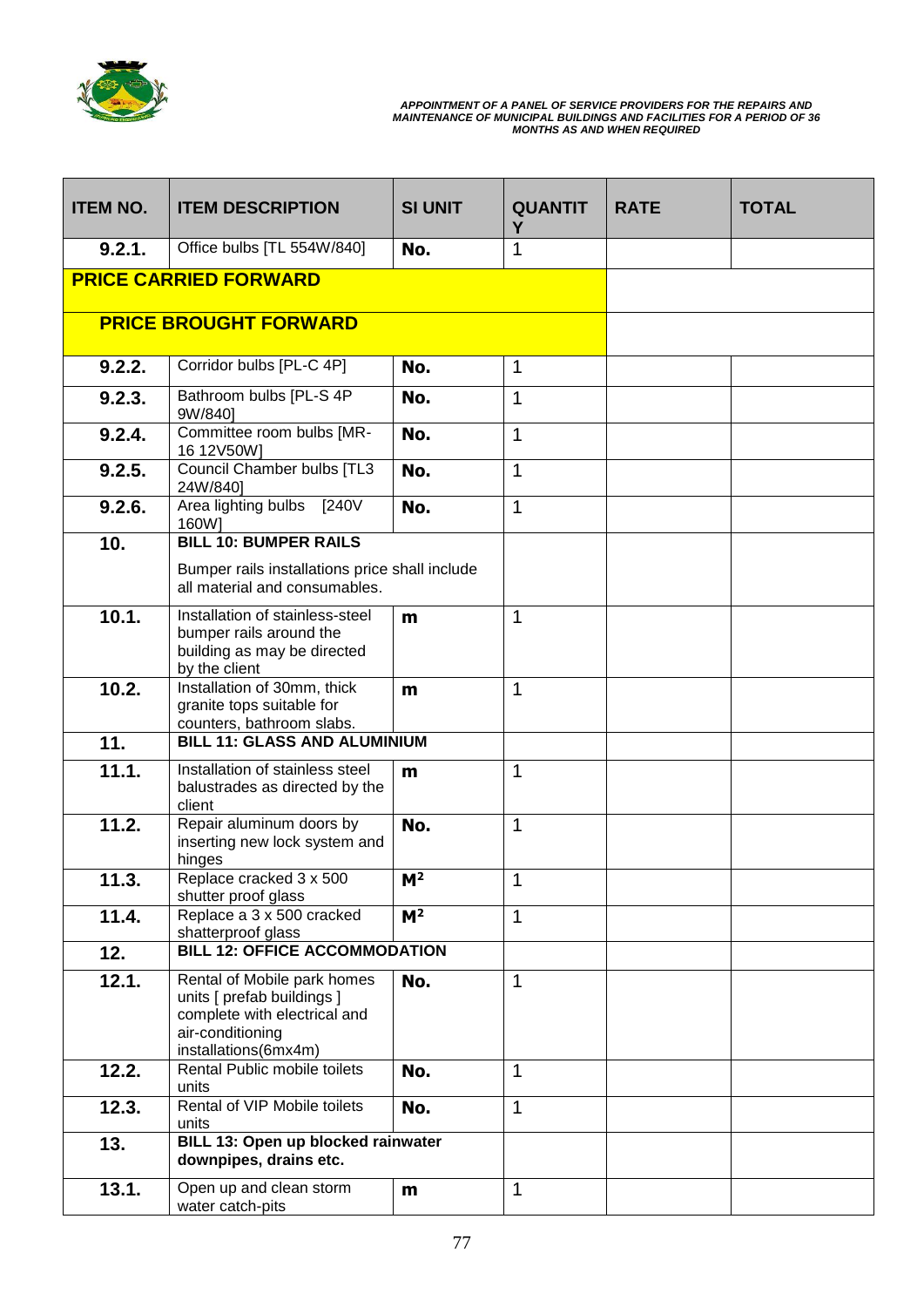| ITEM NO. | ITEM DESCRIPTION | SI UNIT | QUANTITY | RATE | TOTAL |
|---|---|---|---|---|---|
| 9.2.1. | Office bulbs [TL 554W/840] | No. | 1 | | |
| **PRICE CARRIED FORWARD** | | | | | |
| **PRICE BROUGHT FORWARD** | | | | | |
| 9.2.2. | Corridor bulbs [PL-C 4P] | No. | 1 | | |
| 9.2.3. | Bathroom bulbs [PL-S 4P 9W/840] | No. | 1 | | |
| 9.2.4. | Committee room bulbs [MR-16 12V50W] | No. | 1 | | |
| 9.2.5. | Council Chamber bulbs [TL3 24W/840] | No. | 1 | | |
| 9.2.6. | Area lighting bulbs [240V 160W] | No. | 1 | | |
| 10. | **BILL 10: BUMPER RAILS**<br>Bumper rails installations price shall include all material and consumables. | | | | |
| 10.1. | Installation of stainless-steel bumper rails around the building as may be directed by the client | m | 1 | | |
| 10.2. | Installation of 30mm, thick granite tops suitable for counters, bathroom slabs. | m | 1 | | |
| 11. | **BILL 11: GLASS AND ALUMINIUM** | | | | |
| 11.1. | Installation of stainless steel balustrades as directed by the client | m | 1 | | |
| 11.2. | Repair aluminum doors by inserting new lock system and hinges | No. | 1 | | |
| 11.3. | Replace cracked 3 x 500 shutter proof glass | $M^2$ | 1 | | |
| 11.4. | Replace a 3 x 500 cracked shatterproof glass | $M^2$ | 1 | | |
| 12. | **BILL 12: OFFICE ACCOMMODATION** | | | | |
| 12.1. | Rental of Mobile park homes units [ prefab buildings ] complete with electrical and air-conditioning installations(6mx4m) | No. | 1 | | |
| 12.2. | Rental Public mobile toilets units | No. | 1 | | |
| 12.3. | Rental of VIP Mobile toilets units | No. | 1 | | |
| 13. | **BILL 13: Open up blocked rainwater downpipes, drains etc.** | | | | |
| 13.1. | Open up and clean storm water catch-pits | m | 1 | | |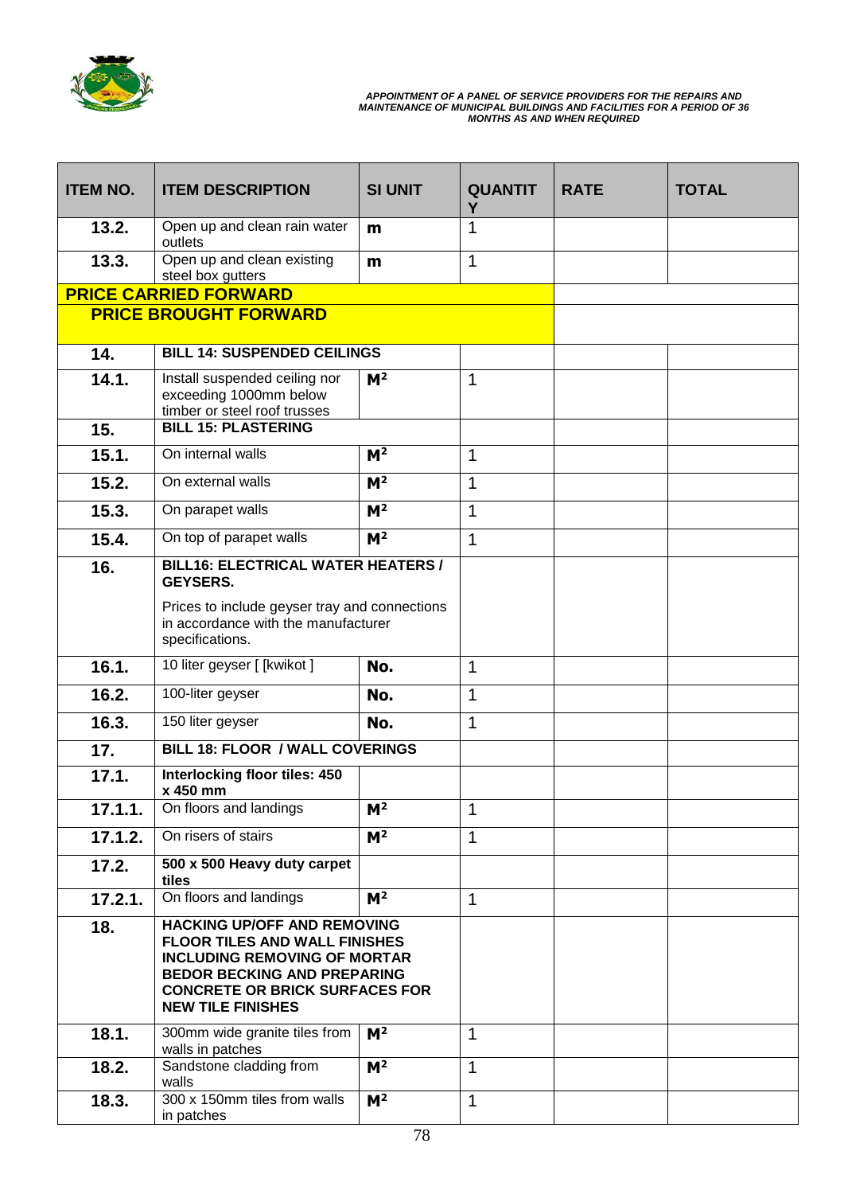| ITEM NO. | ITEM DESCRIPTION | SI UNIT | QUANTITY | RATE | TOTAL |
|---|---|---|---|---|---|
| 13.2. | Open up and clean rain water outlets | m | 1 | | |
| 13.3. | Open up and clean existing steel box gutters | m | 1 | | |
| **PRICE CARRIED FORWARD** | | | | | |
| **PRICE BROUGHT FORWARD** | | | | | |
| 14. | **BILL 14: SUSPENDED CEILINGS** | | | | |
| 14.1. | Install suspended ceiling nor exceeding 1000mm below timber or steel roof trusses | $M^2$ | 1 | | |
| 15. | **BILL 15: PLASTERING** | | | | |
| 15.1. | On internal walls | $M^2$ | 1 | | |
| 15.2. | On external walls | $M^2$ | 1 | | |
| 15.3. | On parapet walls | $M^2$ | 1 | | |
| 15.4. | On top of parapet walls | $M^2$ | 1 | | |
| 16. | **BILL16: ELECTRICAL WATER HEATERS / GEYSERS.** Prices to include geyser tray and connections in accordance with the manufacturer specifications. | | | | |
| 16.1. | 10 liter geyser [ [kwikot ] | No. | 1 | | |
| 16.2. | 100-liter geyser | No. | 1 | | |
| 16.3. | 150 liter geyser | No. | 1 | | |
| 17. | **BILL 18: FLOOR / WALL COVERINGS** | | | | |
| 17.1. | **Interlocking floor tiles: 450 x 450 mm** | | | | |
| 17.1.1. | On floors and landings | $M^2$ | 1 | | |
| 17.1.2. | On risers of stairs | $M^2$ | 1 | | |
| 17.2. | **500 x 500 Heavy duty carpet tiles** | | | | |
| 17.2.1. | On floors and landings | $M^2$ | 1 | | |
| 18. | **HACKING UP/OFF AND REMOVING FLOOR TILES AND WALL FINISHES INCLUDING REMOVING OF MORTAR BEDOR BECKING AND PREPARING CONCRETE OR BRICK SURFACES FOR NEW TILE FINISHES** | | | | |
| 18.1. | 300mm wide granite tiles from walls in patches | $M^2$ | 1 | | |
| 18.2. | Sandstone cladding from walls | $M^2$ | 1 | | |
| 18.3. | 300 x 150mm tiles from walls in patches | $M^2$ | 1 | | |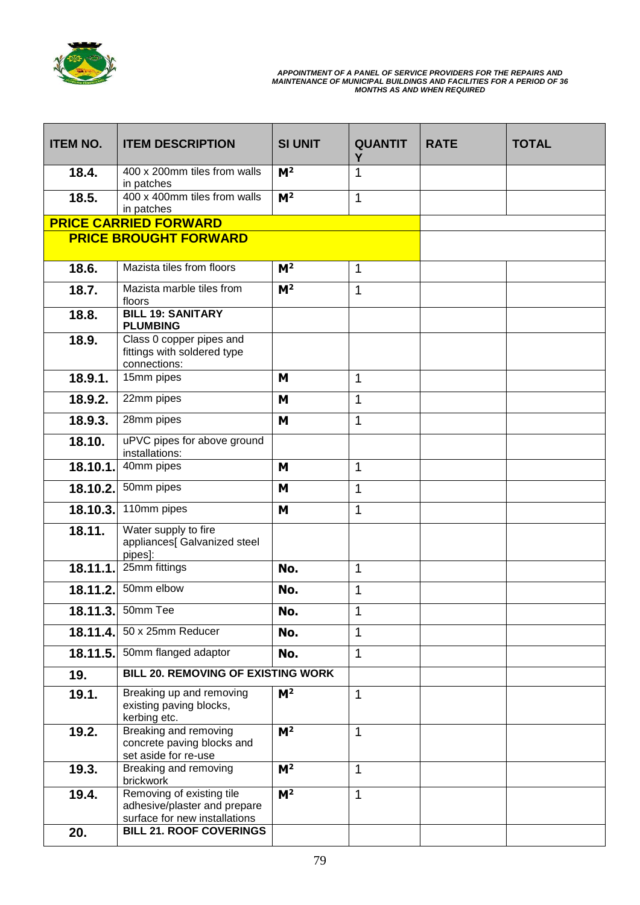| ITEM NO. | ITEM DESCRIPTION | SI UNIT | QUANTITY | RATE | TOTAL |
|---|---|---|---|---|---|
| 18.4. | 400 x 200mm tiles from walls in patches | $M^2$ | 1 | | |
| 18.5. | 400 x 400mm tiles from walls in patches | $M^2$ | 1 | | |
| **PRICE CARRIED FORWARD** | | | | | |
| **PRICE BROUGHT FORWARD** | | | | | |
| 18.6. | Mazista tiles from floors | $M^2$ | 1 | | |
| 18.7. | Mazista marble tiles from floors | $M^2$ | 1 | | |
| 18.8. | **BILL 19: SANITARY PLUMBING** | | | | |
| 18.9. | Class 0 copper pipes and fittings with soldered type connections: | | | | |
| 18.9.1. | 15mm pipes | M | 1 | | |
| 18.9.2. | 22mm pipes | M | 1 | | |
| 18.9.3. | 28mm pipes | M | 1 | | |
| 18.10. | uPVC pipes for above ground installations: | | | | |
| 18.10.1. | 40mm pipes | M | 1 | | |
| 18.10.2. | 50mm pipes | M | 1 | | |
| 18.10.3. | 110mm pipes | M | 1 | | |
| 18.11. | Water supply to fire appliances[ Galvanized steel pipes]: | | | | |
| 18.11.1. | 25mm fittings | No. | 1 | | |
| 18.11.2. | 50mm elbow | No. | 1 | | |
| 18.11.3. | 50mm Tee | No. | 1 | | |
| 18.11.4. | 50 x 25mm Reducer | No. | 1 | | |
| 18.11.5. | 50mm flanged adaptor | No. | 1 | | |
| 19. | **BILL 20. REMOVING OF EXISTING WORK** | | | | |
| 19.1. | Breaking up and removing existing paving blocks, kerbing etc. | $M^2$ | 1 | | |
| 19.2. | Breaking and removing concrete paving blocks and set aside for re-use | $M^2$ | 1 | | |
| 19.3. | Breaking and removing brickwork | $M^2$ | 1 | | |
| 19.4. | Removing of existing tile adhesive/plaster and prepare surface for new installations | $M^2$ | 1 | | |
| 20. | **BILL 21. ROOF COVERINGS** | | | | |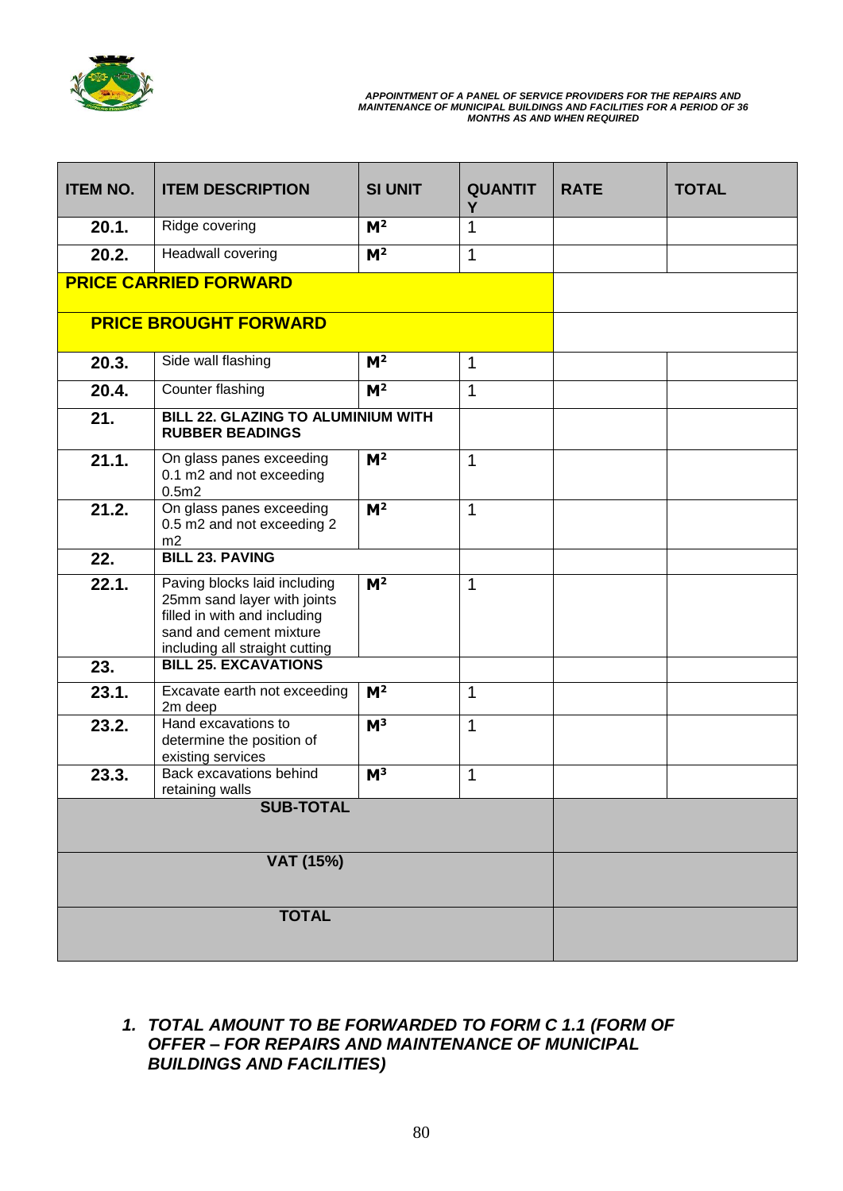| ITEM NO. | ITEM DESCRIPTION | SI UNIT | QUANTITY | RATE | TOTAL |
|---|---|---|---|---|---|
| 20.1. | Ridge covering | $M^2$ | 1 | | |
| 20.2. | Headwall covering | $M^2$ | 1 | | |
| **PRICE CARRIED FORWARD** | | | | | |
| **PRICE BROUGHT FORWARD** | | | | | |
| 20.3. | Side wall flashing | $M^2$ | 1 | | |
| 20.4. | Counter flashing | $M^2$ | 1 | | |
| 21. | **BILL 22. GLAZING TO ALUMINIUM WITH RUBBER BEADINGS** | | | | |
| 21.1. | On glass panes exceeding 0.1 m2 and not exceeding 0.5m2 | $M^2$ | 1 | | |
| 21.2. | On glass panes exceeding 0.5 m2 and not exceeding 2 m2 | $M^2$ | 1 | | |
| 22. | **BILL 23. PAVING** | | | | |
| 22.1. | Paving blocks laid including 25mm sand layer with joints filled in with and including sand and cement mixture including all straight cutting | $M^2$ | 1 | | |
| 23. | **BILL 25. EXCAVATIONS** | | | | |
| 23.1. | Excavate earth not exceeding 2m deep | $M^2$ | 1 | | |
| 23.2. | Hand excavations to determine the position of existing services | $M^3$ | 1 | | |
| 23.3. | Back excavations behind retaining walls | $M^3$ | 1 | | |
| **SUB-TOTAL** | | | | | |
| **VAT (15%)** | | | | | |
| **TOTAL** | | | | | |

1. ***TOTAL AMOUNT TO BE FORWARDED TO FORM C 1.1 (FORM OF OFFER – FOR REPAIRS AND MAINTENANCE OF MUNICIPAL BUILDINGS AND FACILITIES)***